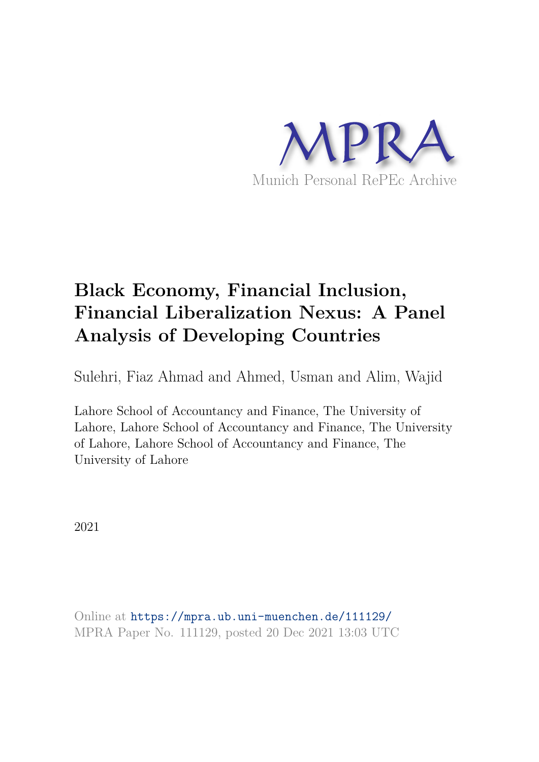MPRA

Munich Personal RePEc Archive

# Black Economy, Financial Inclusion, Financial Liberalization Nexus: A Panel Analysis of Developing Countries

Sulehri, Fiaz Ahmad and Ahmed, Usman and Alim, Wajid

Lahore School of Accountancy and Finance, The University of Lahore, Lahore School of Accountancy and Finance, The University of Lahore, Lahore School of Accountancy and Finance, The University of Lahore

2021

Online at https://mpra.ub.uni-muenchen.de/111129/
MPRA Paper No. 111129, posted 20 Dec 2021 13:03 UTC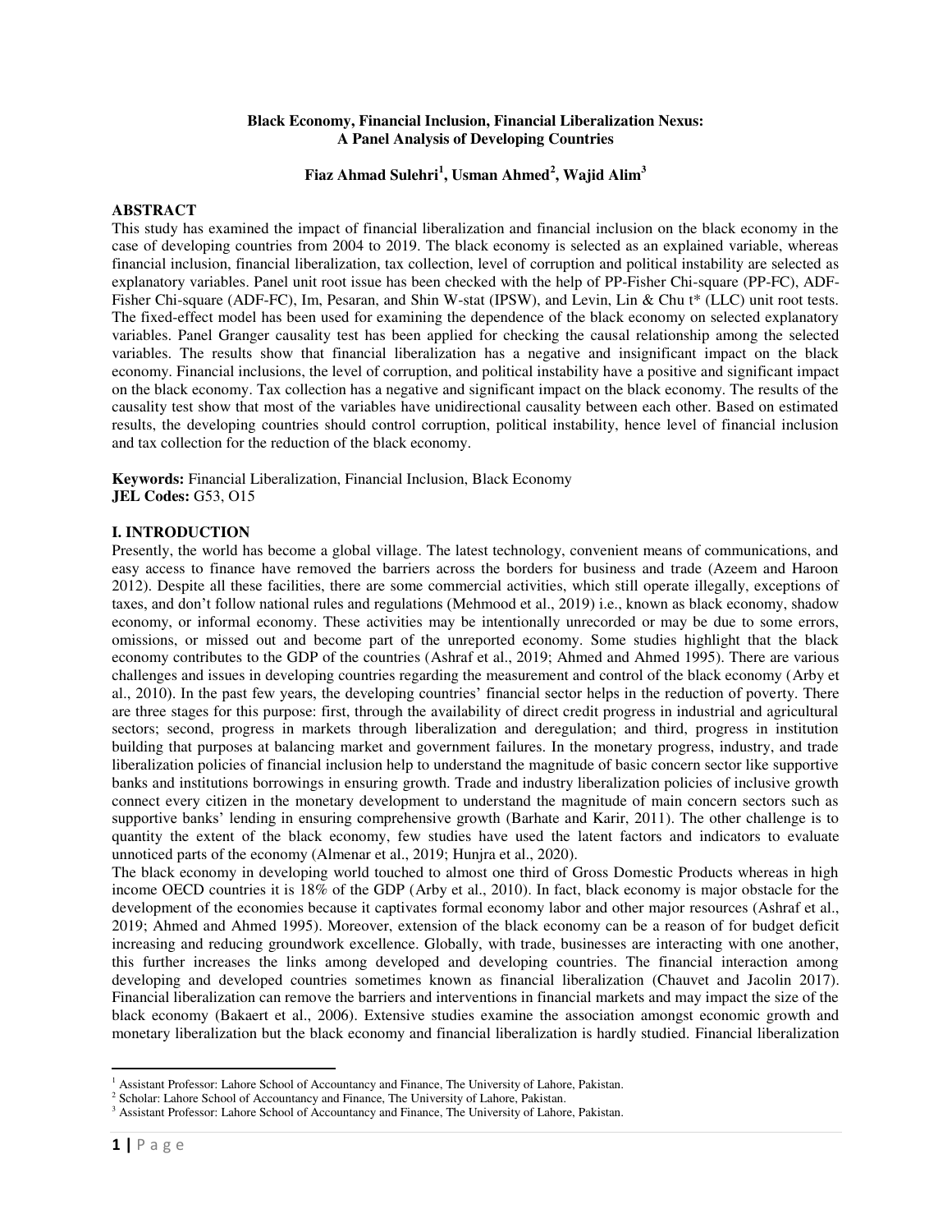**Black Economy, Financial Inclusion, Financial Liberalization Nexus: A Panel Analysis of Developing Countries**

**Fiaz Ahmad Sulehri[1], Usman Ahmed[2], Wajid Alim[3]**

## ABSTRACT

This study has examined the impact of financial liberalization and financial inclusion on the black economy in the case of developing countries from 2004 to 2019. The black economy is selected as an explained variable, whereas financial inclusion, financial liberalization, tax collection, level of corruption and political instability are selected as explanatory variables. Panel unit root issue has been checked with the help of PP-Fisher Chi-square (PP-FC), ADF-Fisher Chi-square (ADF-FC), Im, Pesaran, and Shin W-stat (IPSW), and Levin, Lin & Chu t* (LLC) unit root tests. The fixed-effect model has been used for examining the dependence of the black economy on selected explanatory variables. Panel Granger causality test has been applied for checking the causal relationship among the selected variables. The results show that financial liberalization has a negative and insignificant impact on the black economy. Financial inclusions, the level of corruption, and political instability have a positive and significant impact on the black economy. Tax collection has a negative and significant impact on the black economy. The results of the causality test show that most of the variables have unidirectional causality between each other. Based on estimated results, the developing countries should control corruption, political instability, hence level of financial inclusion and tax collection for the reduction of the black economy.

**Keywords:** Financial Liberalization, Financial Inclusion, Black Economy
**JEL Codes:** G53, O15

## I. INTRODUCTION

Presently, the world has become a global village. The latest technology, convenient means of communications, and easy access to finance have removed the barriers across the borders for business and trade (Azeem and Haroon 2012). Despite all these facilities, there are some commercial activities, which still operate illegally, exceptions of taxes, and don't follow national rules and regulations (Mehmood et al., 2019) i.e., known as black economy, shadow economy, or informal economy. These activities may be intentionally unrecorded or may be due to some errors, omissions, or missed out and become part of the unreported economy. Some studies highlight that the black economy contributes to the GDP of the countries (Ashraf et al., 2019; Ahmed and Ahmed 1995). There are various challenges and issues in developing countries regarding the measurement and control of the black economy (Arby et al., 2010). In the past few years, the developing countries' financial sector helps in the reduction of poverty. There are three stages for this purpose: first, through the availability of direct credit progress in industrial and agricultural sectors; second, progress in markets through liberalization and deregulation; and third, progress in institution building that purposes at balancing market and government failures. In the monetary progress, industry, and trade liberalization policies of financial inclusion help to understand the magnitude of basic concern sector like supportive banks and institutions borrowings in ensuring growth. Trade and industry liberalization policies of inclusive growth connect every citizen in the monetary development to understand the magnitude of main concern sectors such as supportive banks' lending in ensuring comprehensive growth (Barhate and Karir, 2011). The other challenge is to quantity the extent of the black economy, few studies have used the latent factors and indicators to evaluate unnoticed parts of the economy (Almenar et al., 2019; Hunjra et al., 2020).

The black economy in developing world touched to almost one third of Gross Domestic Products whereas in high income OECD countries it is 18% of the GDP (Arby et al., 2010). In fact, black economy is major obstacle for the development of the economies because it captivates formal economy labor and other major resources (Ashraf et al., 2019; Ahmed and Ahmed 1995). Moreover, extension of the black economy can be a reason of for budget deficit increasing and reducing groundwork excellence. Globally, with trade, businesses are interacting with one another, this further increases the links among developed and developing countries. The financial interaction among developing and developed countries sometimes known as financial liberalization (Chauvet and Jacolin 2017). Financial liberalization can remove the barriers and interventions in financial markets and may impact the size of the black economy (Bakaert et al., 2006). Extensive studies examine the association amongst economic growth and monetary liberalization but the black economy and financial liberalization is hardly studied. Financial liberalization

---

[1] Assistant Professor: Lahore School of Accountancy and Finance, The University of Lahore, Pakistan.
[2] Scholar: Lahore School of Accountancy and Finance, The University of Lahore, Pakistan.
[3] Assistant Professor: Lahore School of Accountancy and Finance, The University of Lahore, Pakistan.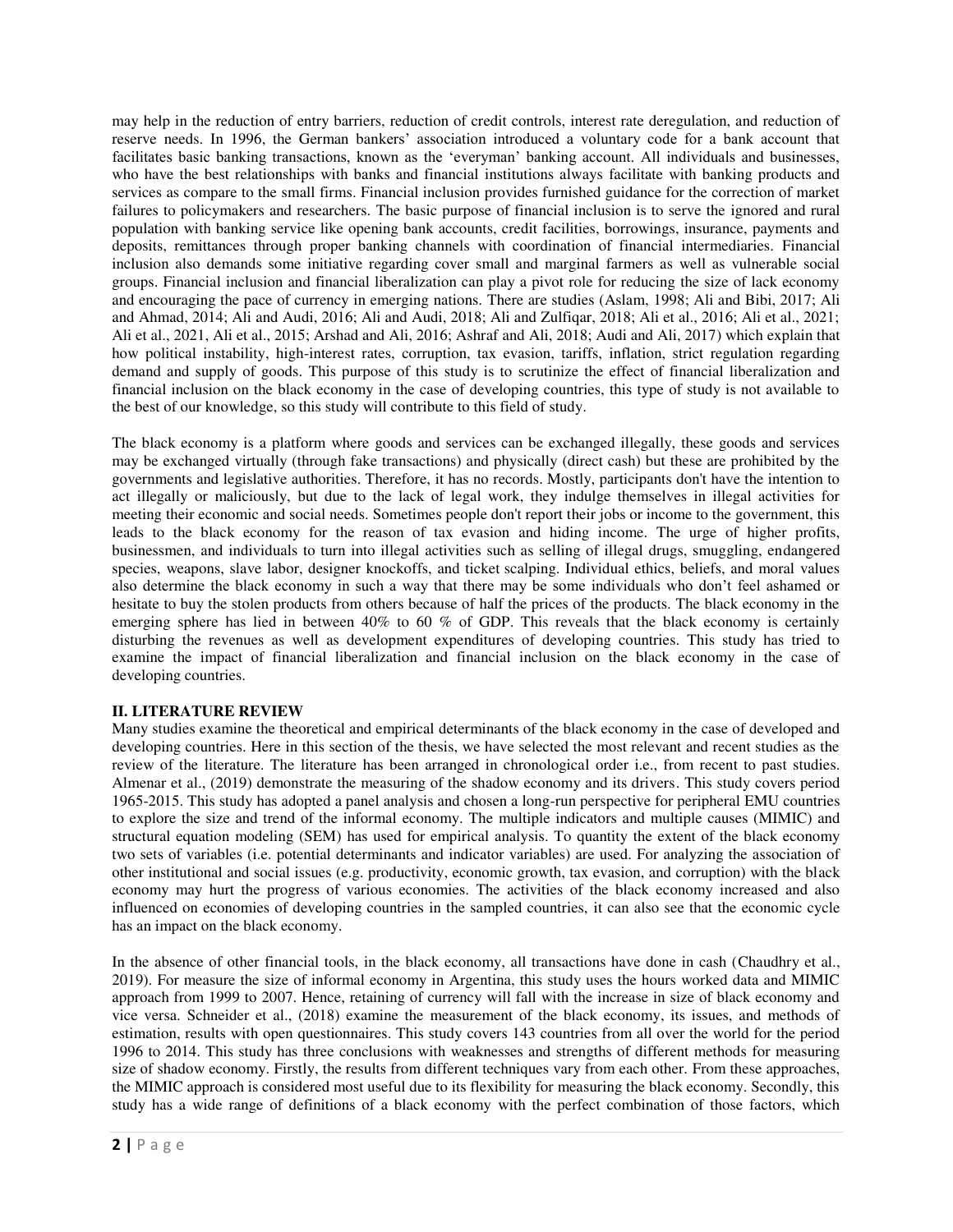may help in the reduction of entry barriers, reduction of credit controls, interest rate deregulation, and reduction of reserve needs. In 1996, the German bankers' association introduced a voluntary code for a bank account that facilitates basic banking transactions, known as the 'everyman' banking account. All individuals and businesses, who have the best relationships with banks and financial institutions always facilitate with banking products and services as compare to the small firms. Financial inclusion provides furnished guidance for the correction of market failures to policymakers and researchers. The basic purpose of financial inclusion is to serve the ignored and rural population with banking service like opening bank accounts, credit facilities, borrowings, insurance, payments and deposits, remittances through proper banking channels with coordination of financial intermediaries. Financial inclusion also demands some initiative regarding cover small and marginal farmers as well as vulnerable social groups. Financial inclusion and financial liberalization can play a pivot role for reducing the size of lack economy and encouraging the pace of currency in emerging nations. There are studies (Aslam, 1998; Ali and Bibi, 2017; Ali and Ahmad, 2014; Ali and Audi, 2016; Ali and Audi, 2018; Ali and Zulfiqar, 2018; Ali et al., 2016; Ali et al., 2021; Ali et al., 2021, Ali et al., 2015; Arshad and Ali, 2016; Ashraf and Ali, 2018; Audi and Ali, 2017) which explain that how political instability, high-interest rates, corruption, tax evasion, tariffs, inflation, strict regulation regarding demand and supply of goods. This purpose of this study is to scrutinize the effect of financial liberalization and financial inclusion on the black economy in the case of developing countries, this type of study is not available to the best of our knowledge, so this study will contribute to this field of study.

The black economy is a platform where goods and services can be exchanged illegally, these goods and services may be exchanged virtually (through fake transactions) and physically (direct cash) but these are prohibited by the governments and legislative authorities. Therefore, it has no records. Mostly, participants don't have the intention to act illegally or maliciously, but due to the lack of legal work, they indulge themselves in illegal activities for meeting their economic and social needs. Sometimes people don't report their jobs or income to the government, this leads to the black economy for the reason of tax evasion and hiding income. The urge of higher profits, businessmen, and individuals to turn into illegal activities such as selling of illegal drugs, smuggling, endangered species, weapons, slave labor, designer knockoffs, and ticket scalping. Individual ethics, beliefs, and moral values also determine the black economy in such a way that there may be some individuals who don't feel ashamed or hesitate to buy the stolen products from others because of half the prices of the products. The black economy in the emerging sphere has lied in between 40% to 60 % of GDP. This reveals that the black economy is certainly disturbing the revenues as well as development expenditures of developing countries. This study has tried to examine the impact of financial liberalization and financial inclusion on the black economy in the case of developing countries.

## II. LITERATURE REVIEW

Many studies examine the theoretical and empirical determinants of the black economy in the case of developed and developing countries. Here in this section of the thesis, we have selected the most relevant and recent studies as the review of the literature. The literature has been arranged in chronological order i.e., from recent to past studies. Almenar et al., (2019) demonstrate the measuring of the shadow economy and its drivers. This study covers period 1965-2015. This study has adopted a panel analysis and chosen a long-run perspective for peripheral EMU countries to explore the size and trend of the informal economy. The multiple indicators and multiple causes (MIMIC) and structural equation modeling (SEM) has used for empirical analysis. To quantity the extent of the black economy two sets of variables (i.e. potential determinants and indicator variables) are used. For analyzing the association of other institutional and social issues (e.g. productivity, economic growth, tax evasion, and corruption) with the black economy may hurt the progress of various economies. The activities of the black economy increased and also influenced on economies of developing countries in the sampled countries, it can also see that the economic cycle has an impact on the black economy.

In the absence of other financial tools, in the black economy, all transactions have done in cash (Chaudhry et al., 2019). For measure the size of informal economy in Argentina, this study uses the hours worked data and MIMIC approach from 1999 to 2007. Hence, retaining of currency will fall with the increase in size of black economy and vice versa. Schneider et al., (2018) examine the measurement of the black economy, its issues, and methods of estimation, results with open questionnaires. This study covers 143 countries from all over the world for the period 1996 to 2014. This study has three conclusions with weaknesses and strengths of different methods for measuring size of shadow economy. Firstly, the results from different techniques vary from each other. From these approaches, the MIMIC approach is considered most useful due to its flexibility for measuring the black economy. Secondly, this study has a wide range of definitions of a black economy with the perfect combination of those factors, which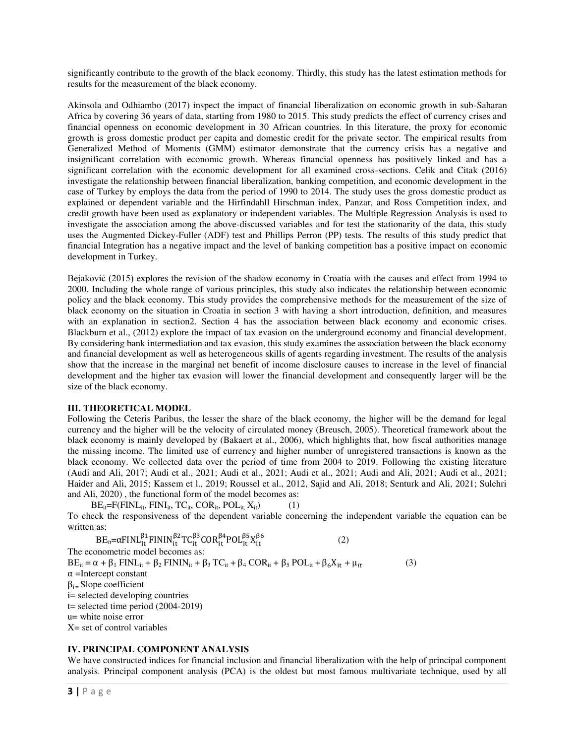significantly contribute to the growth of the black economy. Thirdly, this study has the latest estimation methods for results for the measurement of the black economy.

Akinsola and Odhiambo (2017) inspect the impact of financial liberalization on economic growth in sub-Saharan Africa by covering 36 years of data, starting from 1980 to 2015. This study predicts the effect of currency crises and financial openness on economic development in 30 African countries. In this literature, the proxy for economic growth is gross domestic product per capita and domestic credit for the private sector. The empirical results from Generalized Method of Moments (GMM) estimator demonstrate that the currency crisis has a negative and insignificant correlation with economic growth. Whereas financial openness has positively linked and has a significant correlation with the economic development for all examined cross-sections. Celik and Citak (2016) investigate the relationship between financial liberalization, banking competition, and economic development in the case of Turkey by employs the data from the period of 1990 to 2014. The study uses the gross domestic product as explained or dependent variable and the Hirfindahll Hirschman index, Panzar, and Ross Competition index, and credit growth have been used as explanatory or independent variables. The Multiple Regression Analysis is used to investigate the association among the above-discussed variables and for test the stationarity of the data, this study uses the Augmented Dickey-Fuller (ADF) test and Phillips Perron (PP) tests. The results of this study predict that financial Integration has a negative impact and the level of banking competition has a positive impact on economic development in Turkey.

Bejaković (2015) explores the revision of the shadow economy in Croatia with the causes and effect from 1994 to 2000. Including the whole range of various principles, this study also indicates the relationship between economic policy and the black economy. This study provides the comprehensive methods for the measurement of the size of black economy on the situation in Croatia in section 3 with having a short introduction, definition, and measures with an explanation in section2. Section 4 has the association between black economy and economic crises. Blackburn et al., (2012) explore the impact of tax evasion on the underground economy and financial development. By considering bank intermediation and tax evasion, this study examines the association between the black economy and financial development as well as heterogeneous skills of agents regarding investment. The results of the analysis show that the increase in the marginal net benefit of income disclosure causes to increase in the level of financial development and the higher tax evasion will lower the financial development and consequently larger will be the size of the black economy.

## III. THEORETICAL MODEL

Following the Ceteris Paribus, the lesser the share of the black economy, the higher will be the demand for legal currency and the higher will be the velocity of circulated money (Breusch, 2005). Theoretical framework about the black economy is mainly developed by (Bakaert et al., 2006), which highlights that, how fiscal authorities manage the missing income. The limited use of currency and higher number of unregistered transactions is known as the black economy. We collected data over the period of time from 2004 to 2019. Following the existing literature (Audi and Ali, 2017; Audi et al., 2021; Audi et al., 2021; Audi et al., 2021; Audi and Ali, 2021; Audi et al., 2021; Haider and Ali, 2015; Kassem et l., 2019; Roussel et al., 2012, Sajid and Ali, 2018; Senturk and Ali, 2021; Sulehri and Ali, 2020) , the functional form of the model becomes as:

$$BE_{it}=F(FINL_{it}, FINI_{it}, TC_{it}, COR_{it}, POL_{it}, X_{it}) \qquad (1)$$

To check the responsiveness of the dependent variable concerning the independent variable the equation can be written as;

$$BE_{it}=\alpha FINL_{it}^{\beta 1} FININ_{it}^{\beta 2} TC_{it}^{\beta 3} COR_{it}^{\beta 4} POL_{it}^{\beta 5} X_{it}^{\beta 6} \qquad (2)$$

The econometric model becomes as:

$$BE_{it} = \alpha + \beta_1 FINL_{it} + \beta_2 FININ_{it} + \beta_3 TC_{it} + \beta_4 COR_{it} + \beta_5 POL_{it} + \beta_6 X_{it} + \mu_{it} \qquad (3)$$

$\alpha$ =Intercept constant

$\beta_i$ = Slope coefficient

i= selected developing countries

t= selected time period (2004-2019)

u= white noise error

X= set of control variables

## IV. PRINCIPAL COMPONENT ANALYSIS

We have constructed indices for financial inclusion and financial liberalization with the help of principal component analysis. Principal component analysis (PCA) is the oldest but most famous multivariate technique, used by all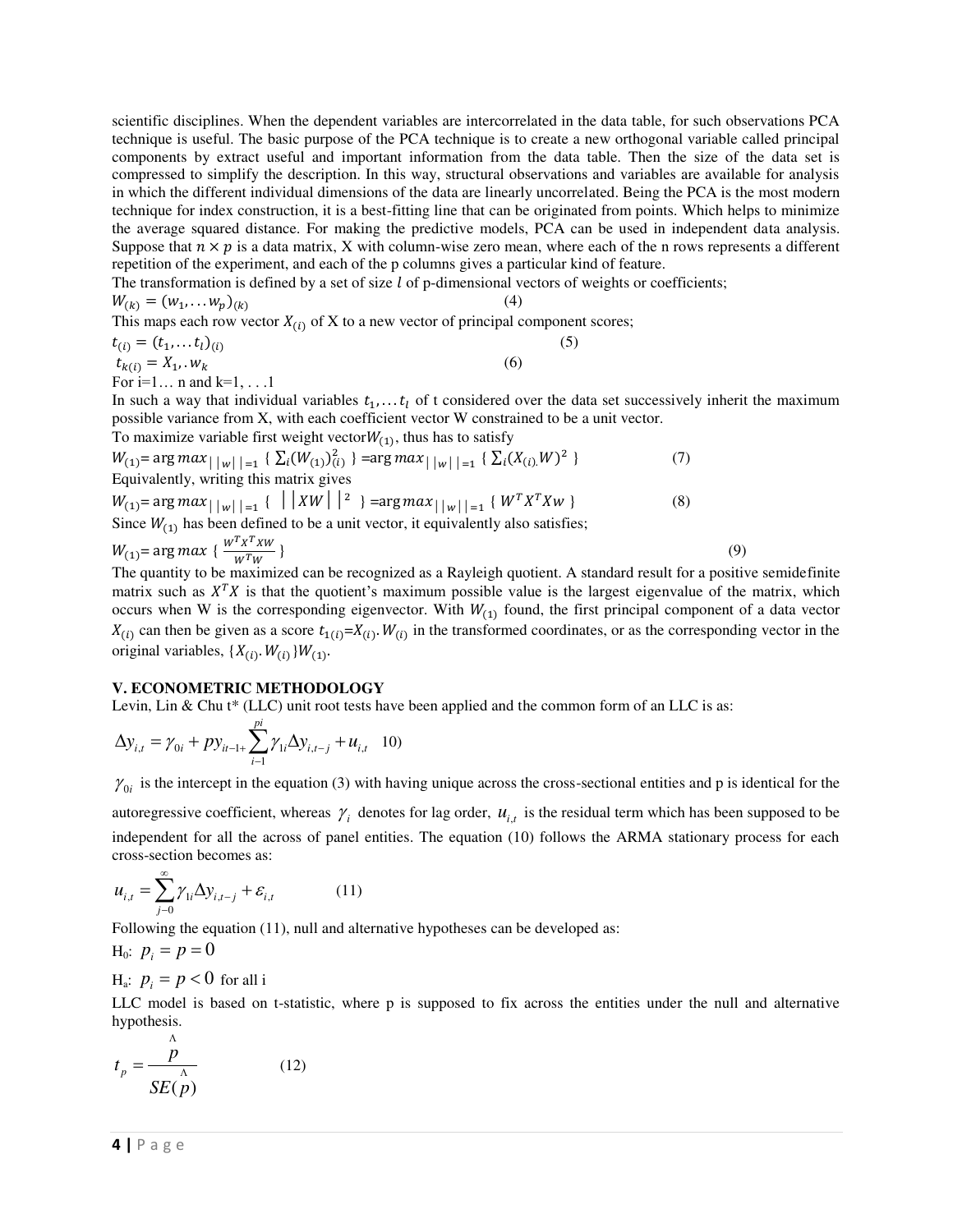scientific disciplines. When the dependent variables are intercorrelated in the data table, for such observations PCA technique is useful. The basic purpose of the PCA technique is to create a new orthogonal variable called principal components by extract useful and important information from the data table. Then the size of the data set is compressed to simplify the description. In this way, structural observations and variables are available for analysis in which the different individual dimensions of the data are linearly uncorrelated. Being the PCA is the most modern technique for index construction, it is a best-fitting line that can be originated from points. Which helps to minimize the average squared distance. For making the predictive models, PCA can be used in independent data analysis. Suppose that $n \times p$ is a data matrix, X with column-wise zero mean, where each of the n rows represents a different repetition of the experiment, and each of the p columns gives a particular kind of feature.

The transformation is defined by a set of size $l$ of p-dimensional vectors of weights or coefficients;

$$W_{(k)} = (w_1, \ldots w_p)_{(k)} \tag{4}$$

This maps each row vector $X_{(i)}$ of X to a new vector of principal component scores;

$$t_{(i)} = (t_1, \ldots t_l)_{(i)} \tag{5}$$

$$t_{k(i)} = X_1, .w_k \tag{6}$$

For i=1… n and k=1, . . .1

In such a way that individual variables $t_1, \ldots t_l$ of t considered over the data set successively inherit the maximum possible variance from X, with each coefficient vector W constrained to be a unit vector.

To maximize variable first weight vector $W_{(1)}$, thus has to satisfy

$$W_{(1)} = \arg max_{||w||=1} \{ \textstyle\sum_i (W_{(1)})^2_{(i)} \} = \arg max_{||w||=1} \{ \textstyle\sum_i (X_{(i)}.W)^2 \} \tag{7}$$

Equivalently, writing this matrix gives

$$W_{(1)} = \arg max_{||w||=1} \{ ||XW||^2 \} = \arg max_{||w||=1} \{ W^T X^T X w \} \tag{8}$$

Since $W_{(1)}$ has been defined to be a unit vector, it equivalently also satisfies;

$$W_{(1)} = \arg max \left\{ \frac{W^T X^T X W}{W^T W} \right\} \tag{9}$$

The quantity to be maximized can be recognized as a Rayleigh quotient. A standard result for a positive semidefinite matrix such as $X^T X$ is that the quotient's maximum possible value is the largest eigenvalue of the matrix, which occurs when W is the corresponding eigenvector. With $W_{(1)}$ found, the first principal component of a data vector $X_{(i)}$ can then be given as a score $t_{1(i)} = X_{(i)}.W_{(i)}$ in the transformed coordinates, or as the corresponding vector in the original variables, $\{X_{(i)}.W_{(i)}\}W_{(1)}$.

## V. ECONOMETRIC METHODOLOGY

Levin, Lin & Chu t* (LLC) unit root tests have been applied and the common form of an LLC is as:

$$\Delta y_{i,t} = \gamma_{0i} + p y_{it-1+} \sum_{i-1}^{pi} \gamma_{1i} \Delta y_{i,t-j} + u_{i,t} \quad 10)$$

$\gamma_{0i}$ is the intercept in the equation (3) with having unique across the cross-sectional entities and p is identical for the autoregressive coefficient, whereas $\gamma_i$ denotes for lag order, $u_{i,t}$ is the residual term which has been supposed to be independent for all the across of panel entities. The equation (10) follows the ARMA stationary process for each cross-section becomes as:

$$u_{i,t} = \sum_{j-0}^{\infty} \gamma_{1i} \Delta y_{i,t-j} + \varepsilon_{i,t} \tag{11}$$

Following the equation (11), null and alternative hypotheses can be developed as:

H0: $p_i = p = 0$

Ha: $p_i = p < 0$ for all i

LLC model is based on t-statistic, where p is supposed to fix across the entities under the null and alternative hypothesis.

$$t_p = \frac{\hat{p}}{SE(\hat{p})} \tag{12}$$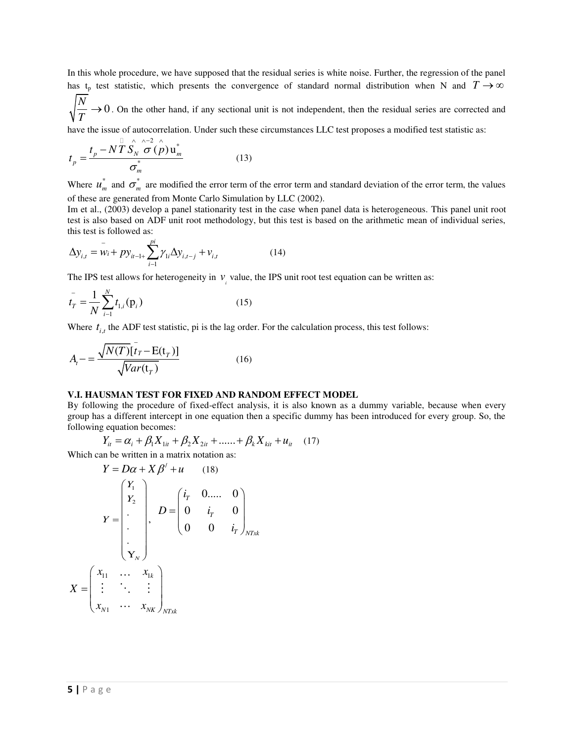In this whole procedure, we have supposed that the residual series is white noise. Further, the regression of the panel has $t_p$ test statistic, which presents the convergence of standard normal distribution when N and $T \rightarrow \infty$ $\sqrt{\frac{N}{T}} \rightarrow 0$. On the other hand, if any sectional unit is not independent, then the residual series are corrected and have the issue of autocorrelation. Under such these circumstances LLC test proposes a modified test statistic as:

$$t_p = \frac{t_p - NT\hat{S}_N \hat{\sigma}^{-2}(p)\hat{u}_m^*}{\sigma_m^*} \qquad (13)$$

Where $u_m^*$ and $\sigma_m^*$ are modified the error term of the error term and standard deviation of the error term, the values of these are generated from Monte Carlo Simulation by LLC (2002).

Im et al., (2003) develop a panel stationarity test in the case when panel data is heterogeneous. This panel unit root test is also based on ADF unit root methodology, but this test is based on the arithmetic mean of individual series, this test is followed as:

$$\Delta y_{i,t} = \bar{w}_i + py_{it-1+} \sum_{i-1}^{pi} \gamma_{1i} \Delta y_{i,t-j} + v_{i,t} \qquad (14)$$

The IPS test allows for heterogeneity in $v_i$ value, the IPS unit root test equation can be written as:

$$\bar{t}_T = \frac{1}{N} \sum_{i-1}^{N} t_{1,i}(\mathrm{p}_i) \qquad (15)$$

Where $t_{i,t}$ the ADF test statistic, pi is the lag order. For the calculation process, this test follows:

$$A_t - = \frac{\sqrt{N(T)}[\bar{t}_T - \mathrm{E}(\mathrm{t}_T)]}{\sqrt{Var(\mathrm{t}_T)}} \qquad (16)$$

**V.I. HAUSMAN TEST FOR FIXED AND RANDOM EFFECT MODEL**

By following the procedure of fixed-effect analysis, it is also known as a dummy variable, because when every group has a different intercept in one equation then a specific dummy has been introduced for every group. So, the following equation becomes:

$$Y_{it} = \alpha_i + \beta_1 X_{1it} + \beta_2 X_{2it} + ...... + \beta_k X_{kit} + u_{it} \qquad (17)$$

Which can be written in a matrix notation as:

$$Y = D\alpha + X\beta' + u \qquad (18)$$

$$Y = \begin{pmatrix} Y_1 \\ Y_2 \\ . \\ . \\ . \\ \mathrm{Y}_N \end{pmatrix}, \quad D = \begin{pmatrix} i_T & 0..... & 0 \\ 0 & i_T & 0 \\ 0 & 0 & i_T \end{pmatrix}_{NTxk}$$

$$X = \begin{pmatrix} x_{11} & \cdots & x_{1k} \\ \vdots & \ddots & \vdots \\ x_{N1} & \cdots & x_{NK} \end{pmatrix}_{NTxk}$$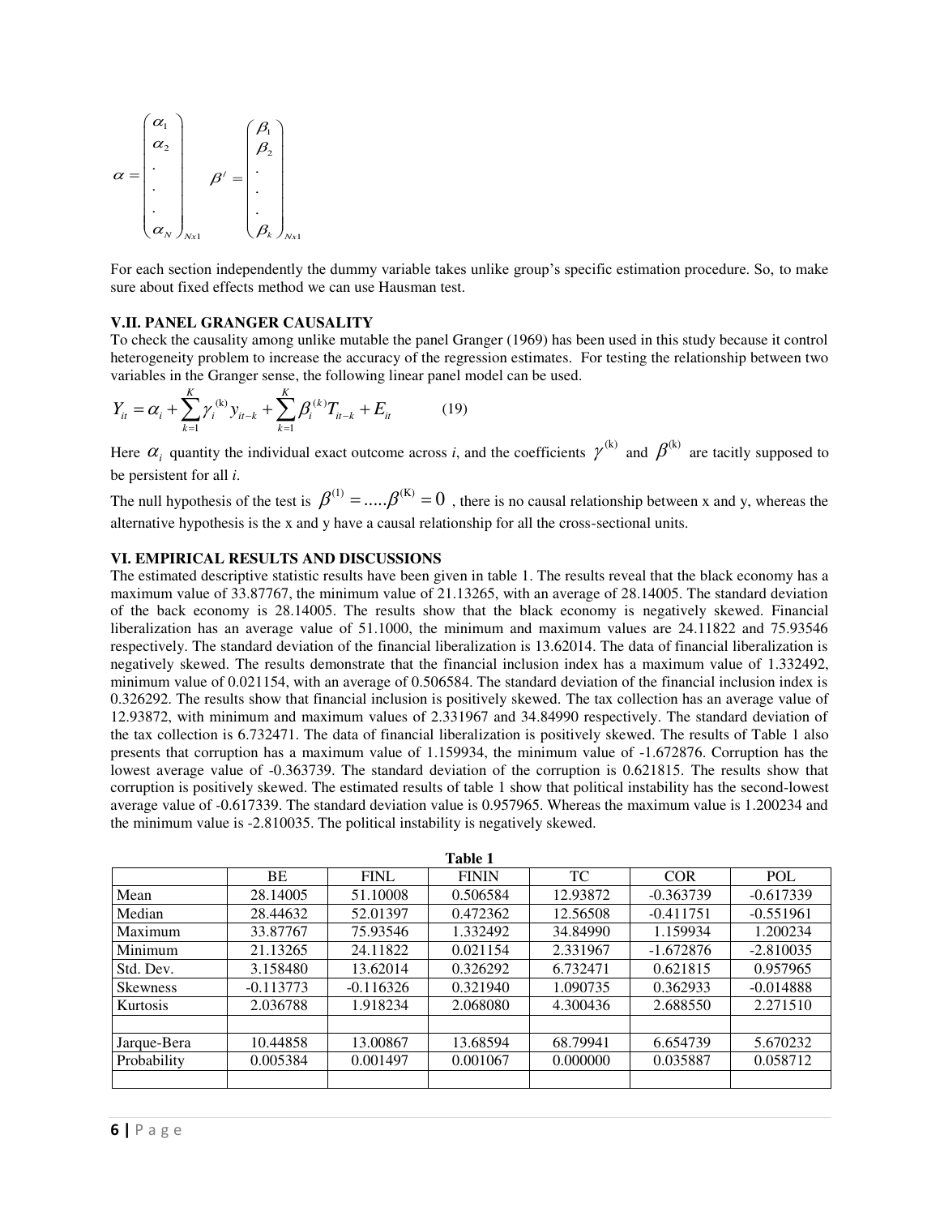$$\alpha = \begin{pmatrix} \alpha_1 \\ \alpha_2 \\ . \\ . \\ . \\ \alpha_N \end{pmatrix}_{Nx1} \quad \beta' = \begin{pmatrix} \beta_1 \\ \beta_2 \\ . \\ . \\ . \\ \beta_k \end{pmatrix}_{Nx1}$$

For each section independently the dummy variable takes unlike group's specific estimation procedure. So, to make sure about fixed effects method we can use Hausman test.

### V.II. PANEL GRANGER CAUSALITY

To check the causality among unlike mutable the panel Granger (1969) has been used in this study because it control heterogeneity problem to increase the accuracy of the regression estimates. For testing the relationship between two variables in the Granger sense, the following linear panel model can be used.

$$Y_{it} = \alpha_i + \sum_{k=1}^{K} \gamma_i^{(k)} y_{it-k} + \sum_{k=1}^{K} \beta_i^{(k)} T_{it-k} + E_{it} \qquad (19)$$

Here $\alpha_i$ quantity the individual exact outcome across *i*, and the coefficients $\gamma^{(k)}$ and $\beta^{(k)}$ are tacitly supposed to be persistent for all *i*.

The null hypothesis of the test is $\beta^{(1)} = .....\beta^{(K)} = 0$ , there is no causal relationship between x and y, whereas the alternative hypothesis is the x and y have a causal relationship for all the cross-sectional units.

## VI. EMPIRICAL RESULTS AND DISCUSSIONS

The estimated descriptive statistic results have been given in table 1. The results reveal that the black economy has a maximum value of 33.87767, the minimum value of 21.13265, with an average of 28.14005. The standard deviation of the back economy is 28.14005. The results show that the black economy is negatively skewed. Financial liberalization has an average value of 51.1000, the minimum and maximum values are 24.11822 and 75.93546 respectively. The standard deviation of the financial liberalization is 13.62014. The data of financial liberalization is negatively skewed. The results demonstrate that the financial inclusion index has a maximum value of 1.332492, minimum value of 0.021154, with an average of 0.506584. The standard deviation of the financial inclusion index is 0.326292. The results show that financial inclusion is positively skewed. The tax collection has an average value of 12.93872, with minimum and maximum values of 2.331967 and 34.84990 respectively. The standard deviation of the tax collection is 6.732471. The data of financial liberalization is positively skewed. The results of Table 1 also presents that corruption has a maximum value of 1.159934, the minimum value of -1.672876. Corruption has the lowest average value of -0.363739. The standard deviation of the corruption is 0.621815. The results show that corruption is positively skewed. The estimated results of table 1 show that political instability has the second-lowest average value of -0.617339. The standard deviation value is 0.957965. Whereas the maximum value is 1.200234 and the minimum value is -2.810035. The political instability is negatively skewed.

**Table 1**

| | BE | FINL | FININ | TC | COR | POL |
|---|---|---|---|---|---|---|
| Mean | 28.14005 | 51.10008 | 0.506584 | 12.93872 | -0.363739 | -0.617339 |
| Median | 28.44632 | 52.01397 | 0.472362 | 12.56508 | -0.411751 | -0.551961 |
| Maximum | 33.87767 | 75.93546 | 1.332492 | 34.84990 | 1.159934 | 1.200234 |
| Minimum | 21.13265 | 24.11822 | 0.021154 | 2.331967 | -1.672876 | -2.810035 |
| Std. Dev. | 3.158480 | 13.62014 | 0.326292 | 6.732471 | 0.621815 | 0.957965 |
| Skewness | -0.113773 | -0.116326 | 0.321940 | 1.090735 | 0.362933 | -0.014888 |
| Kurtosis | 2.036788 | 1.918234 | 2.068080 | 4.300436 | 2.688550 | 2.271510 |
| | | | | | | |
| Jarque-Bera | 10.44858 | 13.00867 | 13.68594 | 68.79941 | 6.654739 | 5.670232 |
| Probability | 0.005384 | 0.001497 | 0.001067 | 0.000000 | 0.035887 | 0.058712 |
| | | | | | | |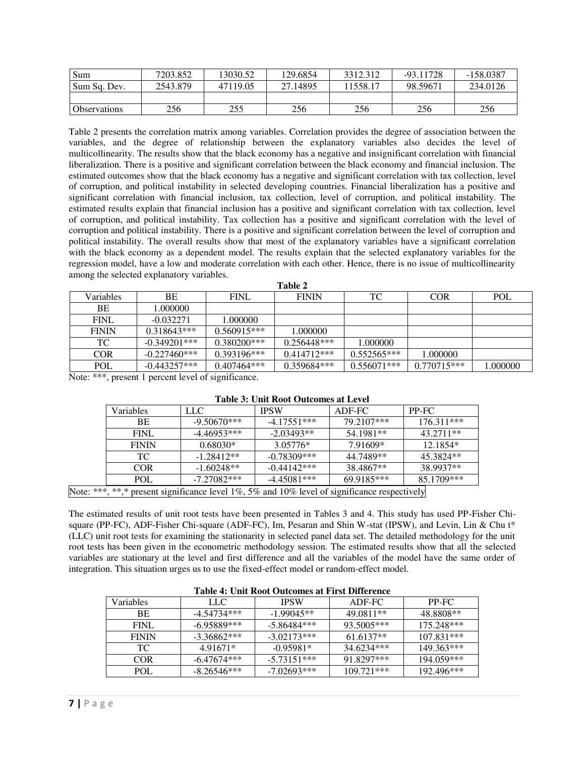| Sum | 7203.852 | 13030.52 | 129.6854 | 3312.312 | -93.11728 | -158.0387 |
|---|---|---|---|---|---|---|
| Sum Sq. Dev. | 2543.879 | 47119.05 | 27.14895 | 11558.17 | 98.59671 | 234.0126 |
| | | | | | | |
| Observations | 256 | 255 | 256 | 256 | 256 | 256 |

Table 2 presents the correlation matrix among variables. Correlation provides the degree of association between the variables, and the degree of relationship between the explanatory variables also decides the level of multicollinearity. The results show that the black economy has a negative and insignificant correlation with financial liberalization. There is a positive and significant correlation between the black economy and financial inclusion. The estimated outcomes show that the black economy has a negative and significant correlation with tax collection, level of corruption, and political instability in selected developing countries. Financial liberalization has a positive and significant correlation with financial inclusion, tax collection, level of corruption, and political instability. The estimated results explain that financial inclusion has a positive and significant correlation with tax collection, level of corruption, and political instability. Tax collection has a positive and significant correlation with the level of corruption and political instability. There is a positive and significant correlation between the level of corruption and political instability. The overall results show that most of the explanatory variables have a significant correlation with the black economy as a dependent model. The results explain that the selected explanatory variables for the regression model, have a low and moderate correlation with each other. Hence, there is no issue of multicollinearity among the selected explanatory variables.

**Table 2**

| Variables | BE | FINL | FININ | TC | COR | POL |
|---|---|---|---|---|---|---|
| BE | 1.000000 | | | | | |
| FINL | -0.032271 | 1.000000 | | | | |
| FININ | 0.318643*** | 0.560915*** | 1.000000 | | | |
| TC | -0.349201*** | 0.380200*** | 0.256448*** | 1.000000 | | |
| COR | -0.227460*** | 0.393196*** | 0.414712*** | 0.552565*** | 1.000000 | |
| POL | -0.443257*** | 0.407464*** | 0.359684*** | 0.556071*** | 0.770715*** | 1.000000 |

Note: ***, present 1 percent level of significance.

**Table 3: Unit Root Outcomes at Level**

| Variables | LLC | IPSW | ADF-FC | PP-FC |
|---|---|---|---|---|
| BE | -9.50670*** | -4.17551*** | 79.2107*** | 176.311*** |
| FINL | -4.46953*** | -2.03493** | 54.1981** | 43.2711** |
| FININ | 0.68030* | 3.05776* | 7.91609* | 12.1854* |
| TC | -1.28412** | -0.78309*** | 44.7489** | 45.3824** |
| COR | -1.60248** | -0.44142*** | 38.4867** | 38.9937** |
| POL | -7.27082*** | -4.45081*** | 69.9185*** | 85.1709*** |

Note: ***, **,* present significance level 1%, 5% and 10% level of significance respectively

The estimated results of unit root tests have been presented in Tables 3 and 4. This study has used PP-Fisher Chi-square (PP-FC), ADF-Fisher Chi-square (ADF-FC), Im, Pesaran and Shin W-stat (IPSW), and Levin, Lin & Chu t* (LLC) unit root tests for examining the stationarity in selected panel data set. The detailed methodology for the unit root tests has been given in the econometric methodology session. The estimated results show that all the selected variables are stationary at the level and first difference and all the variables of the model have the same order of integration. This situation urges us to use the fixed-effect model or random-effect model.

**Table 4: Unit Root Outcomes at First Difference**

| Variables | LLC | IPSW | ADF-FC | PP-FC |
|---|---|---|---|---|
| BE | -4.54734*** | -1.99045** | 49.0811** | 48.8808** |
| FINL | -6.95889*** | -5.86484*** | 93.5005*** | 175.248*** |
| FININ | -3.36862*** | -3.02173*** | 61.6137** | 107.831*** |
| TC | 4.91671* | -0.95981* | 34.6234*** | 149.363*** |
| COR | -6.47674*** | -5.73151*** | 91.8297*** | 194.059*** |
| POL | -8.26546*** | -7.02693*** | 109.721*** | 192.496*** |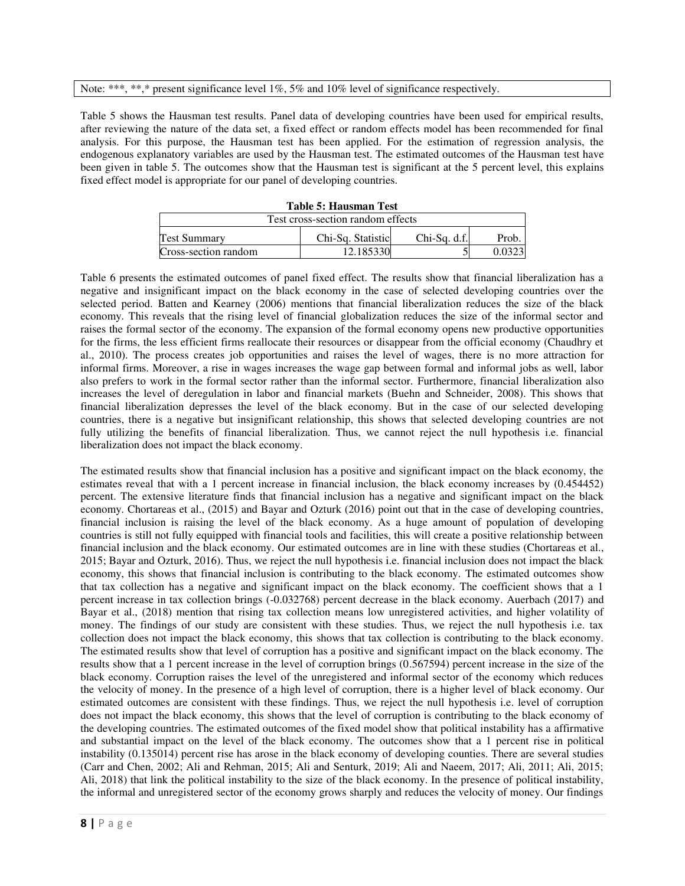Note: ***, **,* present significance level 1%, 5% and 10% level of significance respectively.

Table 5 shows the Hausman test results. Panel data of developing countries have been used for empirical results, after reviewing the nature of the data set, a fixed effect or random effects model has been recommended for final analysis. For this purpose, the Hausman test has been applied. For the estimation of regression analysis, the endogenous explanatory variables are used by the Hausman test. The estimated outcomes of the Hausman test have been given in table 5. The outcomes show that the Hausman test is significant at the 5 percent level, this explains fixed effect model is appropriate for our panel of developing countries.

**Table 5: Hausman Test**

| Test cross-section random effects | | | |
|---|---|---|---|
| Test Summary | Chi-Sq. Statistic | Chi-Sq. d.f. | Prob. |
| Cross-section random | 12.185330 | 5 | 0.0323 |

Table 6 presents the estimated outcomes of panel fixed effect. The results show that financial liberalization has a negative and insignificant impact on the black economy in the case of selected developing countries over the selected period. Batten and Kearney (2006) mentions that financial liberalization reduces the size of the black economy. This reveals that the rising level of financial globalization reduces the size of the informal sector and raises the formal sector of the economy. The expansion of the formal economy opens new productive opportunities for the firms, the less efficient firms reallocate their resources or disappear from the official economy (Chaudhry et al., 2010). The process creates job opportunities and raises the level of wages, there is no more attraction for informal firms. Moreover, a rise in wages increases the wage gap between formal and informal jobs as well, labor also prefers to work in the formal sector rather than the informal sector. Furthermore, financial liberalization also increases the level of deregulation in labor and financial markets (Buehn and Schneider, 2008). This shows that financial liberalization depresses the level of the black economy. But in the case of our selected developing countries, there is a negative but insignificant relationship, this shows that selected developing countries are not fully utilizing the benefits of financial liberalization. Thus, we cannot reject the null hypothesis i.e. financial liberalization does not impact the black economy.

The estimated results show that financial inclusion has a positive and significant impact on the black economy, the estimates reveal that with a 1 percent increase in financial inclusion, the black economy increases by (0.454452) percent. The extensive literature finds that financial inclusion has a negative and significant impact on the black economy. Chortareas et al., (2015) and Bayar and Ozturk (2016) point out that in the case of developing countries, financial inclusion is raising the level of the black economy. As a huge amount of population of developing countries is still not fully equipped with financial tools and facilities, this will create a positive relationship between financial inclusion and the black economy. Our estimated outcomes are in line with these studies (Chortareas et al., 2015; Bayar and Ozturk, 2016). Thus, we reject the null hypothesis i.e. financial inclusion does not impact the black economy, this shows that financial inclusion is contributing to the black economy. The estimated outcomes show that tax collection has a negative and significant impact on the black economy. The coefficient shows that a 1 percent increase in tax collection brings (-0.032768) percent decrease in the black economy. Auerbach (2017) and Bayar et al., (2018) mention that rising tax collection means low unregistered activities, and higher volatility of money. The findings of our study are consistent with these studies. Thus, we reject the null hypothesis i.e. tax collection does not impact the black economy, this shows that tax collection is contributing to the black economy. The estimated results show that level of corruption has a positive and significant impact on the black economy. The results show that a 1 percent increase in the level of corruption brings (0.567594) percent increase in the size of the black economy. Corruption raises the level of the unregistered and informal sector of the economy which reduces the velocity of money. In the presence of a high level of corruption, there is a higher level of black economy. Our estimated outcomes are consistent with these findings. Thus, we reject the null hypothesis i.e. level of corruption does not impact the black economy, this shows that the level of corruption is contributing to the black economy of the developing countries. The estimated outcomes of the fixed model show that political instability has a affirmative and substantial impact on the level of the black economy. The outcomes show that a 1 percent rise in political instability (0.135014) percent rise has arose in the black economy of developing counties. There are several studies (Carr and Chen, 2002; Ali and Rehman, 2015; Ali and Senturk, 2019; Ali and Naeem, 2017; Ali, 2011; Ali, 2015; Ali, 2018) that link the political instability to the size of the black economy. In the presence of political instability, the informal and unregistered sector of the economy grows sharply and reduces the velocity of money. Our findings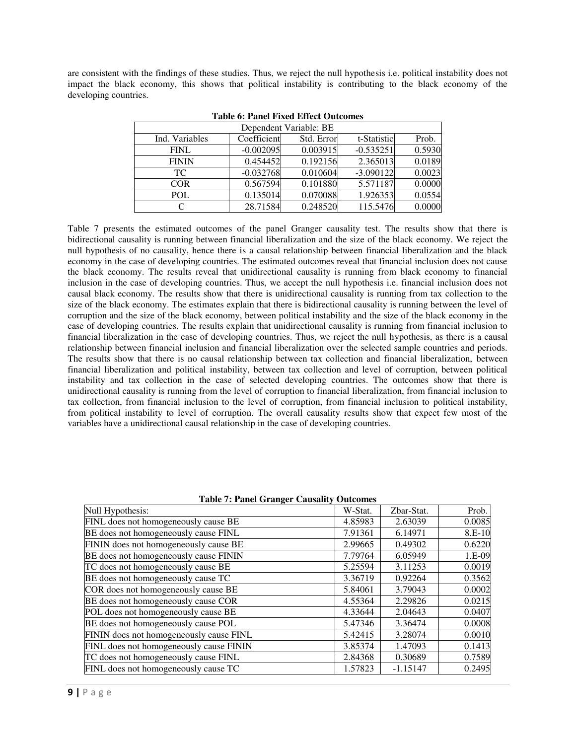are consistent with the findings of these studies. Thus, we reject the null hypothesis i.e. political instability does not impact the black economy, this shows that political instability is contributing to the black economy of the developing countries.

**Table 6: Panel Fixed Effect Outcomes**

| Dependent Variable: BE | | | | |
|---|---|---|---|---|
| Ind. Variables | Coefficient | Std. Error | t-Statistic | Prob. |
| FINL | -0.002095 | 0.003915 | -0.535251 | 0.5930 |
| FININ | 0.454452 | 0.192156 | 2.365013 | 0.0189 |
| TC | -0.032768 | 0.010604 | -3.090122 | 0.0023 |
| COR | 0.567594 | 0.101880 | 5.571187 | 0.0000 |
| POL | 0.135014 | 0.070088 | 1.926353 | 0.0554 |
| C | 28.71584 | 0.248520 | 115.5476 | 0.0000 |

Table 7 presents the estimated outcomes of the panel Granger causality test. The results show that there is bidirectional causality is running between financial liberalization and the size of the black economy. We reject the null hypothesis of no causality, hence there is a causal relationship between financial liberalization and the black economy in the case of developing countries. The estimated outcomes reveal that financial inclusion does not cause the black economy. The results reveal that unidirectional causality is running from black economy to financial inclusion in the case of developing countries. Thus, we accept the null hypothesis i.e. financial inclusion does not causal black economy. The results show that there is unidirectional causality is running from tax collection to the size of the black economy. The estimates explain that there is bidirectional causality is running between the level of corruption and the size of the black economy, between political instability and the size of the black economy in the case of developing countries. The results explain that unidirectional causality is running from financial inclusion to financial liberalization in the case of developing countries. Thus, we reject the null hypothesis, as there is a causal relationship between financial inclusion and financial liberalization over the selected sample countries and periods. The results show that there is no causal relationship between tax collection and financial liberalization, between financial liberalization and political instability, between tax collection and level of corruption, between political instability and tax collection in the case of selected developing countries. The outcomes show that there is unidirectional causality is running from the level of corruption to financial liberalization, from financial inclusion to tax collection, from financial inclusion to the level of corruption, from financial inclusion to political instability, from political instability to level of corruption. The overall causality results show that expect few most of the variables have a unidirectional causal relationship in the case of developing countries.

**Table 7: Panel Granger Causality Outcomes**

| Null Hypothesis: | W-Stat. | Zbar-Stat. | Prob. |
|---|---|---|---|
| FINL does not homogeneously cause BE | 4.85983 | 2.63039 | 0.0085 |
| BE does not homogeneously cause FINL | 7.91361 | 6.14971 | 8.E-10 |
| FININ does not homogeneously cause BE | 2.99665 | 0.49302 | 0.6220 |
| BE does not homogeneously cause FININ | 7.79764 | 6.05949 | 1.E-09 |
| TC does not homogeneously cause BE | 5.25594 | 3.11253 | 0.0019 |
| BE does not homogeneously cause TC | 3.36719 | 0.92264 | 0.3562 |
| COR does not homogeneously cause BE | 5.84061 | 3.79043 | 0.0002 |
| BE does not homogeneously cause COR | 4.55364 | 2.29826 | 0.0215 |
| POL does not homogeneously cause BE | 4.33644 | 2.04643 | 0.0407 |
| BE does not homogeneously cause POL | 5.47346 | 3.36474 | 0.0008 |
| FININ does not homogeneously cause FINL | 5.42415 | 3.28074 | 0.0010 |
| FINL does not homogeneously cause FININ | 3.85374 | 1.47093 | 0.1413 |
| TC does not homogeneously cause FINL | 2.84368 | 0.30689 | 0.7589 |
| FINL does not homogeneously cause TC | 1.57823 | -1.15147 | 0.2495 |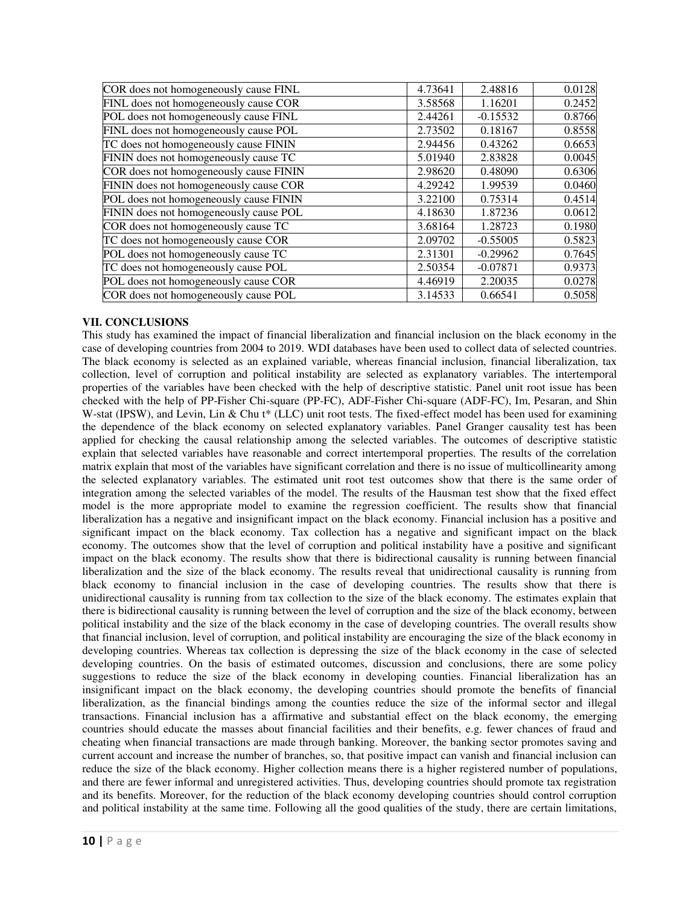| | | | |
|---|---|---|---|
| COR does not homogeneously cause FINL | 4.73641 | 2.48816 | 0.0128 |
| FINL does not homogeneously cause COR | 3.58568 | 1.16201 | 0.2452 |
| POL does not homogeneously cause FINL | 2.44261 | -0.15532 | 0.8766 |
| FINL does not homogeneously cause POL | 2.73502 | 0.18167 | 0.8558 |
| TC does not homogeneously cause FININ | 2.94456 | 0.43262 | 0.6653 |
| FININ does not homogeneously cause TC | 5.01940 | 2.83828 | 0.0045 |
| COR does not homogeneously cause FININ | 2.98620 | 0.48090 | 0.6306 |
| FININ does not homogeneously cause COR | 4.29242 | 1.99539 | 0.0460 |
| POL does not homogeneously cause FININ | 3.22100 | 0.75314 | 0.4514 |
| FININ does not homogeneously cause POL | 4.18630 | 1.87236 | 0.0612 |
| COR does not homogeneously cause TC | 3.68164 | 1.28723 | 0.1980 |
| TC does not homogeneously cause COR | 2.09702 | -0.55005 | 0.5823 |
| POL does not homogeneously cause TC | 2.31301 | -0.29962 | 0.7645 |
| TC does not homogeneously cause POL | 2.50354 | -0.07871 | 0.9373 |
| POL does not homogeneously cause COR | 4.46919 | 2.20035 | 0.0278 |
| COR does not homogeneously cause POL | 3.14533 | 0.66541 | 0.5058 |

## VII. CONCLUSIONS

This study has examined the impact of financial liberalization and financial inclusion on the black economy in the case of developing countries from 2004 to 2019. WDI databases have been used to collect data of selected countries. The black economy is selected as an explained variable, whereas financial inclusion, financial liberalization, tax collection, level of corruption and political instability are selected as explanatory variables. The intertemporal properties of the variables have been checked with the help of descriptive statistic. Panel unit root issue has been checked with the help of PP-Fisher Chi-square (PP-FC), ADF-Fisher Chi-square (ADF-FC), Im, Pesaran, and Shin W-stat (IPSW), and Levin, Lin & Chu t* (LLC) unit root tests. The fixed-effect model has been used for examining the dependence of the black economy on selected explanatory variables. Panel Granger causality test has been applied for checking the causal relationship among the selected variables. The outcomes of descriptive statistic explain that selected variables have reasonable and correct intertemporal properties. The results of the correlation matrix explain that most of the variables have significant correlation and there is no issue of multicollinearity among the selected explanatory variables. The estimated unit root test outcomes show that there is the same order of integration among the selected variables of the model. The results of the Hausman test show that the fixed effect model is the more appropriate model to examine the regression coefficient. The results show that financial liberalization has a negative and insignificant impact on the black economy. Financial inclusion has a positive and significant impact on the black economy. Tax collection has a negative and significant impact on the black economy. The outcomes show that the level of corruption and political instability have a positive and significant impact on the black economy. The results show that there is bidirectional causality is running between financial liberalization and the size of the black economy. The results reveal that unidirectional causality is running from black economy to financial inclusion in the case of developing countries. The results show that there is unidirectional causality is running from tax collection to the size of the black economy. The estimates explain that there is bidirectional causality is running between the level of corruption and the size of the black economy, between political instability and the size of the black economy in the case of developing countries. The overall results show that financial inclusion, level of corruption, and political instability are encouraging the size of the black economy in developing countries. Whereas tax collection is depressing the size of the black economy in the case of selected developing countries. On the basis of estimated outcomes, discussion and conclusions, there are some policy suggestions to reduce the size of the black economy in developing counties. Financial liberalization has an insignificant impact on the black economy, the developing countries should promote the benefits of financial liberalization, as the financial bindings among the counties reduce the size of the informal sector and illegal transactions. Financial inclusion has a affirmative and substantial effect on the black economy, the emerging countries should educate the masses about financial facilities and their benefits, e.g. fewer chances of fraud and cheating when financial transactions are made through banking. Moreover, the banking sector promotes saving and current account and increase the number of branches, so, that positive impact can vanish and financial inclusion can reduce the size of the black economy. Higher collection means there is a higher registered number of populations, and there are fewer informal and unregistered activities. Thus, developing countries should promote tax registration and its benefits. Moreover, for the reduction of the black economy developing countries should control corruption and political instability at the same time. Following all the good qualities of the study, there are certain limitations,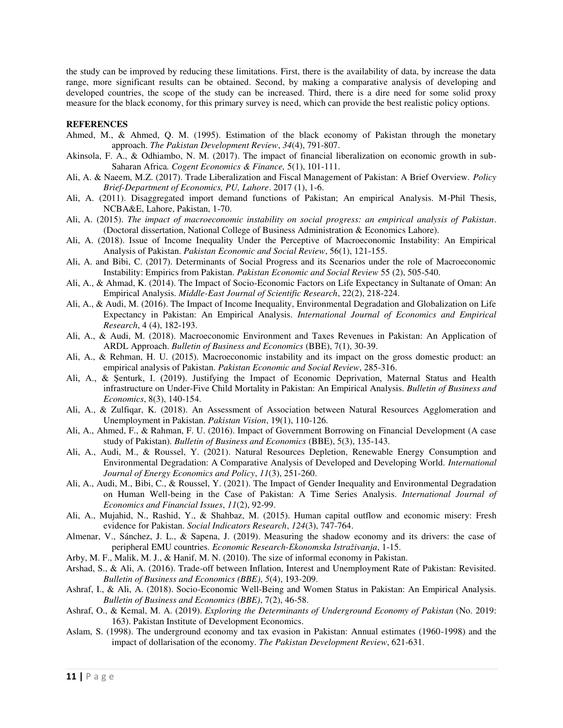the study can be improved by reducing these limitations. First, there is the availability of data, by increase the data range, more significant results can be obtained. Second, by making a comparative analysis of developing and developed countries, the scope of the study can be increased. Third, there is a dire need for some solid proxy measure for the black economy, for this primary survey is need, which can provide the best realistic policy options.

## REFERENCES

Ahmed, M., & Ahmed, Q. M. (1995). Estimation of the black economy of Pakistan through the monetary approach. *The Pakistan Development Review*, *34*(4), 791-807.

Akinsola, F. A., & Odhiambo, N. M. (2017). The impact of financial liberalization on economic growth in sub-Saharan Africa. *Cogent Economics & Finance,* 5(1), 101-111.

Ali, A. & Naeem, M.Z. (2017). Trade Liberalization and Fiscal Management of Pakistan: A Brief Overview. *Policy Brief-Department of Economics, PU, Lahore*. 2017 (1), 1-6.

Ali, A. (2011). Disaggregated import demand functions of Pakistan; An empirical Analysis. M-Phil Thesis, NCBA&E, Lahore, Pakistan, 1-70.

Ali, A. (2015). *The impact of macroeconomic instability on social progress: an empirical analysis of Pakistan*. (Doctoral dissertation, National College of Business Administration & Economics Lahore).

Ali, A. (2018). Issue of Income Inequality Under the Perceptive of Macroeconomic Instability: An Empirical Analysis of Pakistan. *Pakistan Economic and Social Review*, 56(1), 121-155.

Ali, A. and Bibi, C. (2017). Determinants of Social Progress and its Scenarios under the role of Macroeconomic Instability: Empirics from Pakistan. *Pakistan Economic and Social Review* 55 (2), 505-540.

Ali, A., & Ahmad, K. (2014). The Impact of Socio-Economic Factors on Life Expectancy in Sultanate of Oman: An Empirical Analysis. *Middle-East Journal of Scientific Research*, 22(2), 218-224.

Ali, A., & Audi, M. (2016). The Impact of Income Inequality, Environmental Degradation and Globalization on Life Expectancy in Pakistan: An Empirical Analysis. *International Journal of Economics and Empirical Research*, 4 (4), 182-193.

Ali, A., & Audi, M. (2018). Macroeconomic Environment and Taxes Revenues in Pakistan: An Application of ARDL Approach. *Bulletin of Business and Economics* (BBE), 7(1), 30-39.

Ali, A., & Rehman, H. U. (2015). Macroeconomic instability and its impact on the gross domestic product: an empirical analysis of Pakistan. *Pakistan Economic and Social Review*, 285-316.

Ali, A., & Şenturk, I. (2019). Justifying the Impact of Economic Deprivation, Maternal Status and Health infrastructure on Under-Five Child Mortality in Pakistan: An Empirical Analysis. *Bulletin of Business and Economics*, 8(3), 140-154.

Ali, A., & Zulfiqar, K. (2018). An Assessment of Association between Natural Resources Agglomeration and Unemployment in Pakistan. *Pakistan Vision*, 19(1), 110-126.

Ali, A., Ahmed, F., & Rahman, F. U. (2016). Impact of Government Borrowing on Financial Development (A case study of Pakistan). *Bulletin of Business and Economics* (BBE), 5(3), 135-143.

Ali, A., Audi, M., & Roussel, Y. (2021). Natural Resources Depletion, Renewable Energy Consumption and Environmental Degradation: A Comparative Analysis of Developed and Developing World. *International Journal of Energy Economics and Policy*, *11*(3), 251-260.

Ali, A., Audi, M., Bibi, C., & Roussel, Y. (2021). The Impact of Gender Inequality and Environmental Degradation on Human Well-being in the Case of Pakistan: A Time Series Analysis. *International Journal of Economics and Financial Issues*, *11*(2), 92-99.

Ali, A., Mujahid, N., Rashid, Y., & Shahbaz, M. (2015). Human capital outflow and economic misery: Fresh evidence for Pakistan. *Social Indicators Research*, *124*(3), 747-764.

Almenar, V., Sánchez, J. L., & Sapena, J. (2019). Measuring the shadow economy and its drivers: the case of peripheral EMU countries. *Economic Research-Ekonomska Istraživanja*, 1-15.

Arby, M. F., Malik, M. J., & Hanif, M. N. (2010). The size of informal economy in Pakistan.

Arshad, S., & Ali, A. (2016). Trade-off between Inflation, Interest and Unemployment Rate of Pakistan: Revisited. *Bulletin of Business and Economics (BBE)*, *5*(4), 193-209.

Ashraf, I., & Ali, A. (2018). Socio-Economic Well-Being and Women Status in Pakistan: An Empirical Analysis. *Bulletin of Business and Economics (BBE)*, 7(2), 46-58.

Ashraf, O., & Kemal, M. A. (2019). *Exploring the Determinants of Underground Economy of Pakistan* (No. 2019: 163). Pakistan Institute of Development Economics.

Aslam, S. (1998). The underground economy and tax evasion in Pakistan: Annual estimates (1960-1998) and the impact of dollarisation of the economy. *The Pakistan Development Review*, 621-631.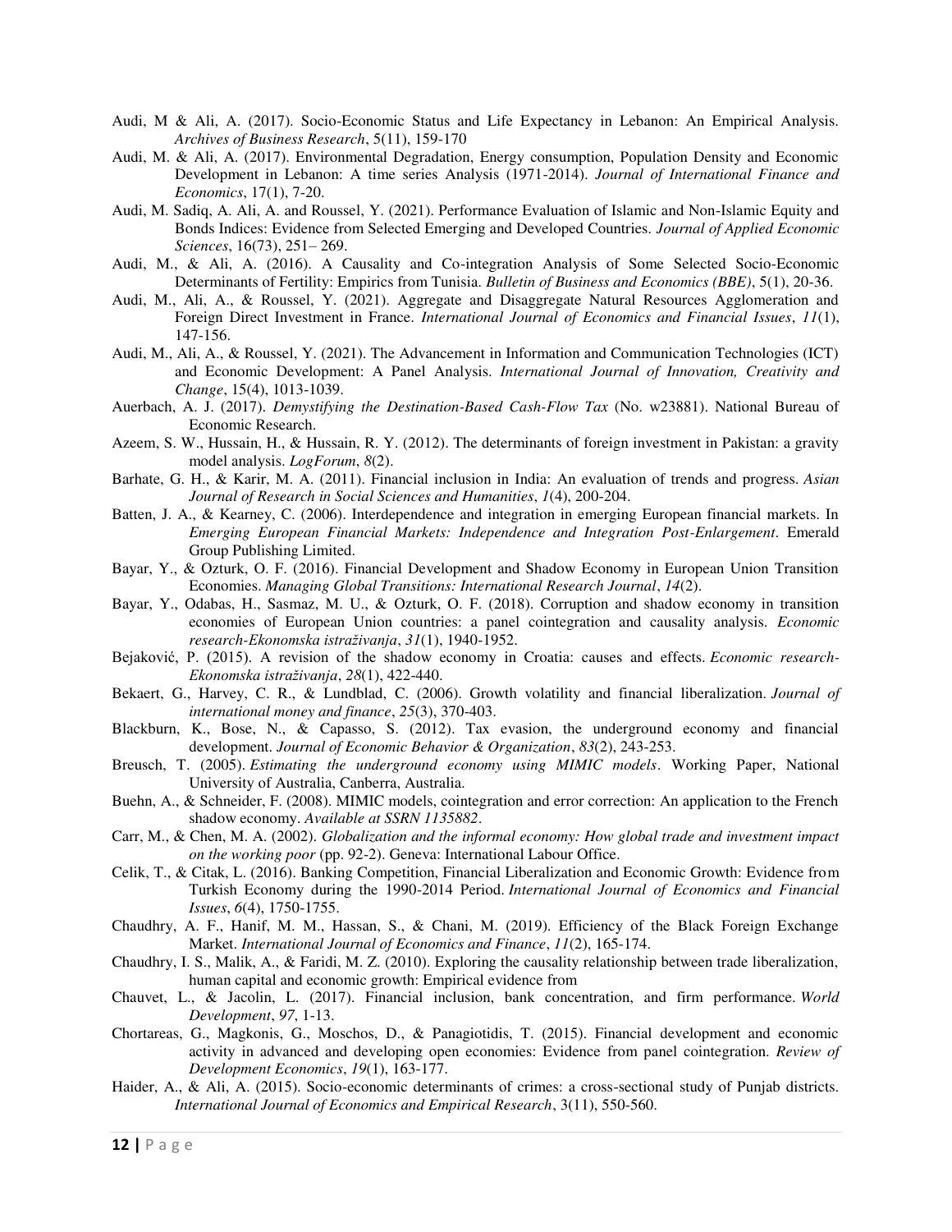Audi, M & Ali, A. (2017). Socio-Economic Status and Life Expectancy in Lebanon: An Empirical Analysis. *Archives of Business Research*, 5(11), 159-170

Audi, M. & Ali, A. (2017). Environmental Degradation, Energy consumption, Population Density and Economic Development in Lebanon: A time series Analysis (1971-2014). *Journal of International Finance and Economics*, 17(1), 7-20.

Audi, M. Sadiq, A. Ali, A. and Roussel, Y. (2021). Performance Evaluation of Islamic and Non-Islamic Equity and Bonds Indices: Evidence from Selected Emerging and Developed Countries. *Journal of Applied Economic Sciences*, 16(73), 251– 269.

Audi, M., & Ali, A. (2016). A Causality and Co-integration Analysis of Some Selected Socio-Economic Determinants of Fertility: Empirics from Tunisia. *Bulletin of Business and Economics (BBE)*, 5(1), 20-36.

Audi, M., Ali, A., & Roussel, Y. (2021). Aggregate and Disaggregate Natural Resources Agglomeration and Foreign Direct Investment in France. *International Journal of Economics and Financial Issues*, *11*(1), 147-156.

Audi, M., Ali, A., & Roussel, Y. (2021). The Advancement in Information and Communication Technologies (ICT) and Economic Development: A Panel Analysis. *International Journal of Innovation, Creativity and Change*, 15(4), 1013-1039.

Auerbach, A. J. (2017). *Demystifying the Destination-Based Cash-Flow Tax* (No. w23881). National Bureau of Economic Research.

Azeem, S. W., Hussain, H., & Hussain, R. Y. (2012). The determinants of foreign investment in Pakistan: a gravity model analysis. *LogForum*, *8*(2).

Barhate, G. H., & Karir, M. A. (2011). Financial inclusion in India: An evaluation of trends and progress. *Asian Journal of Research in Social Sciences and Humanities*, *1*(4), 200-204.

Batten, J. A., & Kearney, C. (2006). Interdependence and integration in emerging European financial markets. In *Emerging European Financial Markets: Independence and Integration Post-Enlargement*. Emerald Group Publishing Limited.

Bayar, Y., & Ozturk, O. F. (2016). Financial Development and Shadow Economy in European Union Transition Economies. *Managing Global Transitions: International Research Journal*, *14*(2).

Bayar, Y., Odabas, H., Sasmaz, M. U., & Ozturk, O. F. (2018). Corruption and shadow economy in transition economies of European Union countries: a panel cointegration and causality analysis. *Economic research-Ekonomska istraživanja*, *31*(1), 1940-1952.

Bejaković, P. (2015). A revision of the shadow economy in Croatia: causes and effects. *Economic research-Ekonomska istraživanja*, *28*(1), 422-440.

Bekaert, G., Harvey, C. R., & Lundblad, C. (2006). Growth volatility and financial liberalization. *Journal of international money and finance*, *25*(3), 370-403.

Blackburn, K., Bose, N., & Capasso, S. (2012). Tax evasion, the underground economy and financial development. *Journal of Economic Behavior & Organization*, *83*(2), 243-253.

Breusch, T. (2005). *Estimating the underground economy using MIMIC models*. Working Paper, National University of Australia, Canberra, Australia.

Buehn, A., & Schneider, F. (2008). MIMIC models, cointegration and error correction: An application to the French shadow economy. *Available at SSRN 1135882*.

Carr, M., & Chen, M. A. (2002). *Globalization and the informal economy: How global trade and investment impact on the working poor* (pp. 92-2). Geneva: International Labour Office.

Celik, T., & Citak, L. (2016). Banking Competition, Financial Liberalization and Economic Growth: Evidence from Turkish Economy during the 1990-2014 Period. *International Journal of Economics and Financial Issues*, *6*(4), 1750-1755.

Chaudhry, A. F., Hanif, M. M., Hassan, S., & Chani, M. (2019). Efficiency of the Black Foreign Exchange Market. *International Journal of Economics and Finance*, *11*(2), 165-174.

Chaudhry, I. S., Malik, A., & Faridi, M. Z. (2010). Exploring the causality relationship between trade liberalization, human capital and economic growth: Empirical evidence from

Chauvet, L., & Jacolin, L. (2017). Financial inclusion, bank concentration, and firm performance. *World Development*, *97*, 1-13.

Chortareas, G., Magkonis, G., Moschos, D., & Panagiotidis, T. (2015). Financial development and economic activity in advanced and developing open economies: Evidence from panel cointegration. *Review of Development Economics*, *19*(1), 163-177.

Haider, A., & Ali, A. (2015). Socio-economic determinants of crimes: a cross-sectional study of Punjab districts. *International Journal of Economics and Empirical Research*, 3(11), 550-560.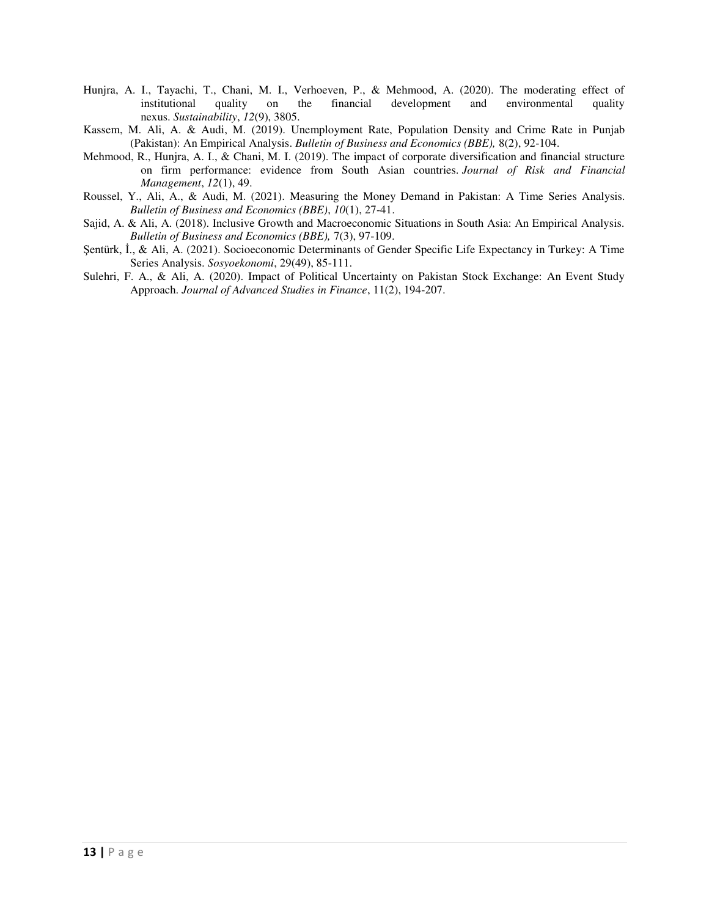Hunjra, A. I., Tayachi, T., Chani, M. I., Verhoeven, P., & Mehmood, A. (2020). The moderating effect of institutional quality on the financial development and environmental quality nexus. *Sustainability*, *12*(9), 3805.

Kassem, M. Ali, A. & Audi, M. (2019). Unemployment Rate, Population Density and Crime Rate in Punjab (Pakistan): An Empirical Analysis. *Bulletin of Business and Economics (BBE),* 8(2), 92-104.

Mehmood, R., Hunjra, A. I., & Chani, M. I. (2019). The impact of corporate diversification and financial structure on firm performance: evidence from South Asian countries. *Journal of Risk and Financial Management*, *12*(1), 49.

Roussel, Y., Ali, A., & Audi, M. (2021). Measuring the Money Demand in Pakistan: A Time Series Analysis. *Bulletin of Business and Economics (BBE)*, *10*(1), 27-41.

Sajid, A. & Ali, A. (2018). Inclusive Growth and Macroeconomic Situations in South Asia: An Empirical Analysis. *Bulletin of Business and Economics (BBE),* 7(3), 97-109.

Şentürk, İ., & Ali, A. (2021). Socioeconomic Determinants of Gender Specific Life Expectancy in Turkey: A Time Series Analysis. *Sosyoekonomi*, 29(49), 85-111.

Sulehri, F. A., & Ali, A. (2020). Impact of Political Uncertainty on Pakistan Stock Exchange: An Event Study Approach. *Journal of Advanced Studies in Finance*, 11(2), 194-207.